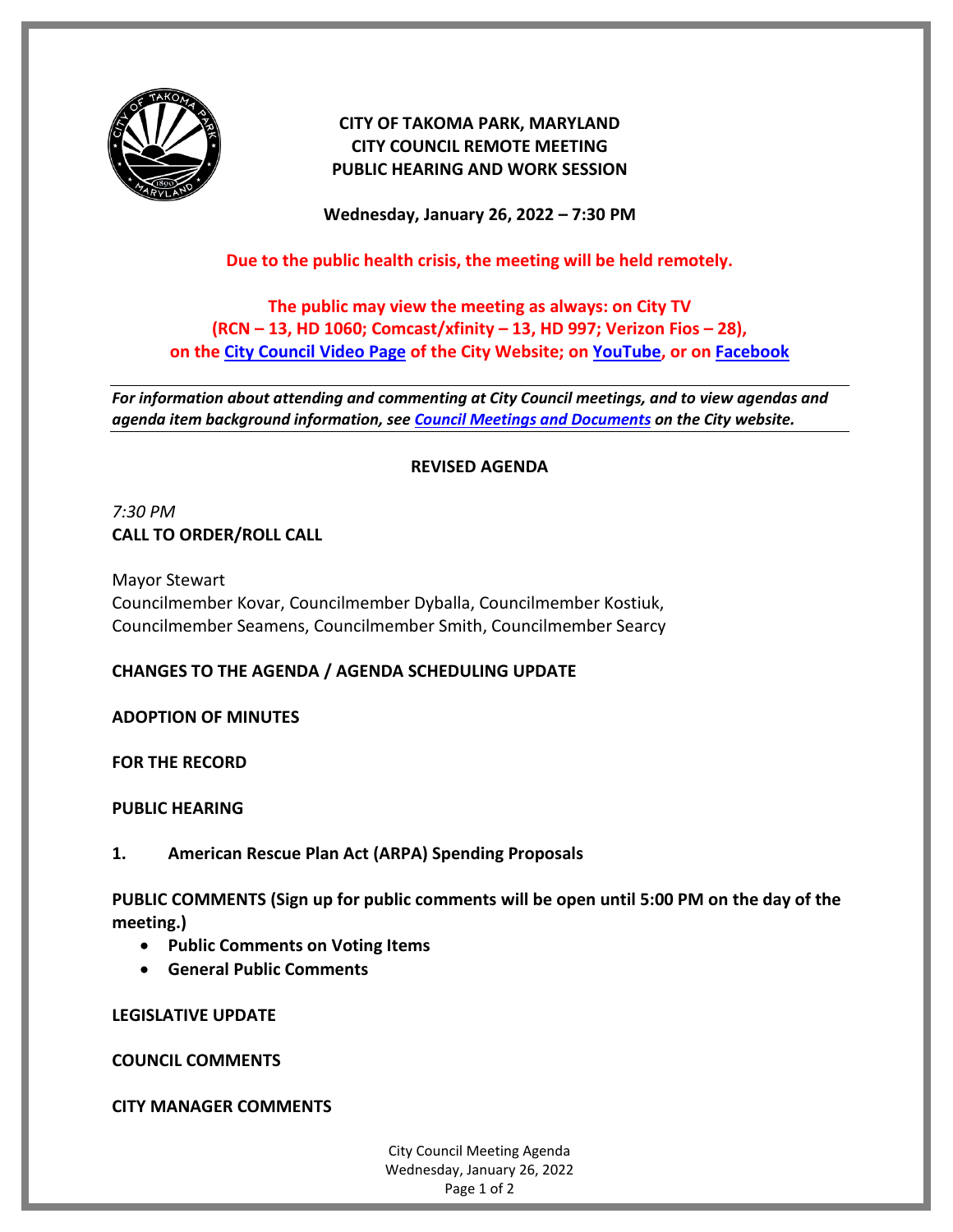# CITY OF TAKOMA PARK, MARYLAND
# CITY COUNCIL REMOTE MEETING
# PUBLIC HEARING AND WORK SESSION

**Wednesday, January 26, 2022 – 7:30 PM**

**Due to the public health crisis, the meeting will be held remotely.**

**The public may view the meeting as always: on City TV (RCN – 13, HD 1060; Comcast/xfinity – 13, HD 997; Verizon Fios – 28), on the City Council Video Page of the City Website; on YouTube, or on Facebook**

---

***For information about attending and commenting at City Council meetings, and to view agendas and agenda item background information, see Council Meetings and Documents on the City website.***

---

## REVISED AGENDA

*7:30 PM*

**CALL TO ORDER/ROLL CALL**

Mayor Stewart
Councilmember Kovar, Councilmember Dyballa, Councilmember Kostiuk,
Councilmember Seamens, Councilmember Smith, Councilmember Searcy

**CHANGES TO THE AGENDA / AGENDA SCHEDULING UPDATE**

**ADOPTION OF MINUTES**

**FOR THE RECORD**

**PUBLIC HEARING**

**1. American Rescue Plan Act (ARPA) Spending Proposals**

**PUBLIC COMMENTS (Sign up for public comments will be open until 5:00 PM on the day of the meeting.)**

- **Public Comments on Voting Items**
- **General Public Comments**

**LEGISLATIVE UPDATE**

**COUNCIL COMMENTS**

**CITY MANAGER COMMENTS**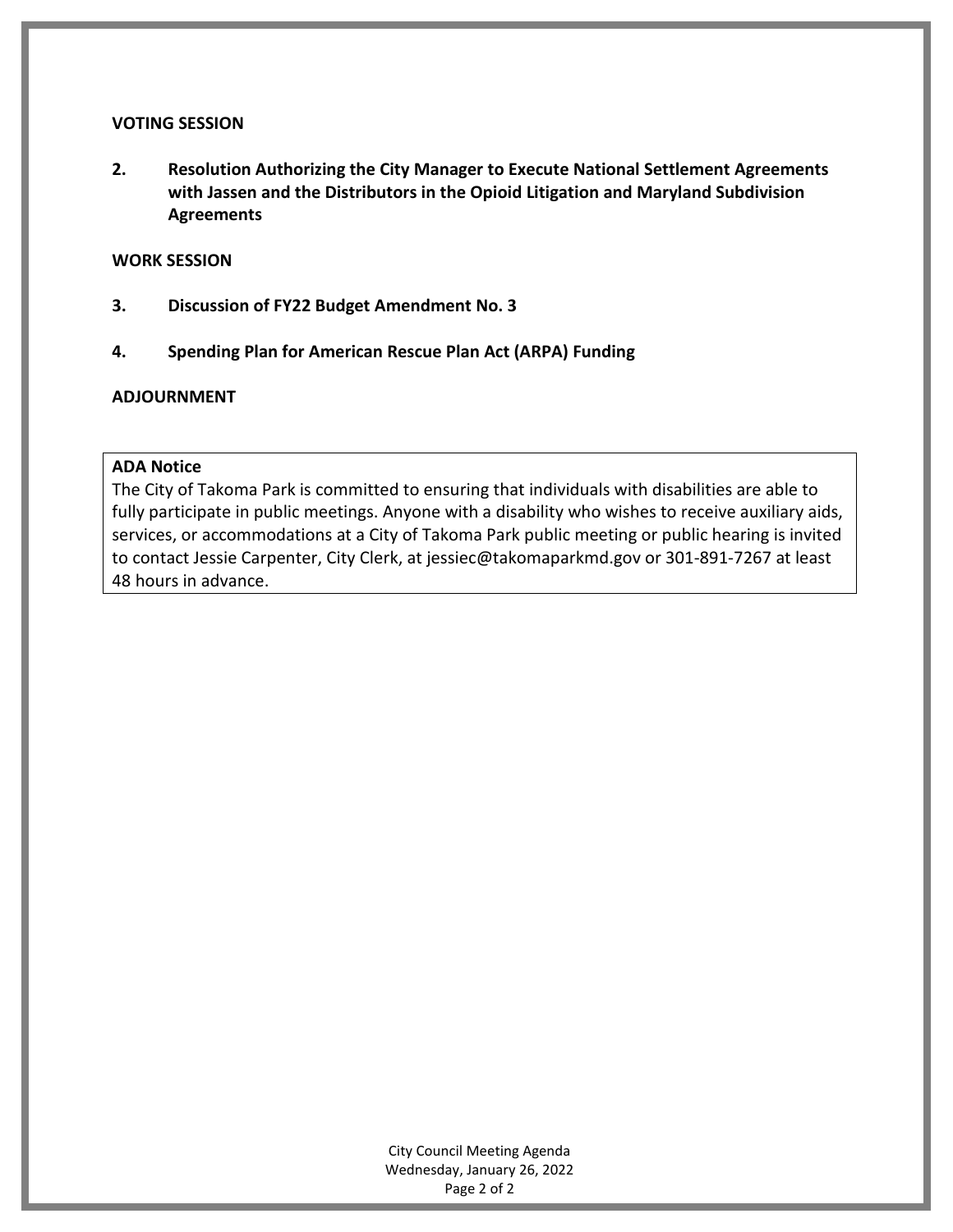**VOTING SESSION**

**2. Resolution Authorizing the City Manager to Execute National Settlement Agreements with Jassen and the Distributors in the Opioid Litigation and Maryland Subdivision Agreements**

**WORK SESSION**

**3. Discussion of FY22 Budget Amendment No. 3**

**4. Spending Plan for American Rescue Plan Act (ARPA) Funding**

**ADJOURNMENT**

**ADA Notice**

The City of Takoma Park is committed to ensuring that individuals with disabilities are able to fully participate in public meetings. Anyone with a disability who wishes to receive auxiliary aids, services, or accommodations at a City of Takoma Park public meeting or public hearing is invited to contact Jessie Carpenter, City Clerk, at jessiec@takomaparkmd.gov or 301-891-7267 at least 48 hours in advance.